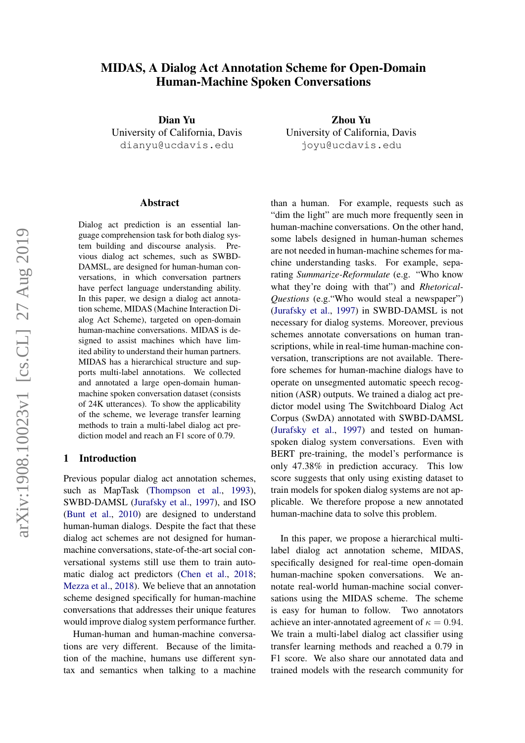# MIDAS, A Dialog Act Annotation Scheme for Open-Domain Human-Machine Spoken Conversations

**Dian Yu**
University of California, Davis
dianyu@ucdavis.edu

**Zhou Yu**
University of California, Davis
joyu@ucdavis.edu

## Abstract

Dialog act prediction is an essential language comprehension task for both dialog system building and discourse analysis. Previous dialog act schemes, such as SWBD-DAMSL, are designed for human-human conversations, in which conversation partners have perfect language understanding ability. In this paper, we design a dialog act annotation scheme, MIDAS (Machine Interaction Dialog Act Scheme), targeted on open-domain human-machine conversations. MIDAS is designed to assist machines which have limited ability to understand their human partners. MIDAS has a hierarchical structure and supports multi-label annotations. We collected and annotated a large open-domain human-machine spoken conversation dataset (consists of 24K utterances). To show the applicability of the scheme, we leverage transfer learning methods to train a multi-label dialog act prediction model and reach an F1 score of 0.79.

## 1 Introduction

Previous popular dialog act annotation schemes, such as MapTask (Thompson et al., 1993), SWBD-DAMSL (Jurafsky et al., 1997), and ISO (Bunt et al., 2010) are designed to understand human-human dialogs. Despite the fact that these dialog act schemes are not designed for human-machine conversations, state-of-the-art social conversational systems still use them to train automatic dialog act predictors (Chen et al., 2018; Mezza et al., 2018). We believe that an annotation scheme designed specifically for human-machine conversations that addresses their unique features would improve dialog system performance further.

Human-human and human-machine conversations are very different. Because of the limitation of the machine, humans use different syntax and semantics when talking to a machine than a human. For example, requests such as "dim the light" are much more frequently seen in human-machine conversations. On the other hand, some labels designed in human-human schemes are not needed in human-machine schemes for machine understanding tasks. For example, separating *Summarize-Reformulate* (e.g. "Who know what they're doing with that") and *Rhetorical-Questions* (e.g."Who would steal a newspaper") (Jurafsky et al., 1997) in SWBD-DAMSL is not necessary for dialog systems. Moreover, previous schemes annotate conversations on human transcriptions, while in real-time human-machine conversation, transcriptions are not available. Therefore schemes for human-machine dialogs have to operate on unsegmented automatic speech recognition (ASR) outputs. We trained a dialog act predictor model using The Switchboard Dialog Act Corpus (SwDA) annotated with SWBD-DAMSL (Jurafsky et al., 1997) and tested on human-spoken dialog system conversations. Even with BERT pre-training, the model's performance is only 47.38% in prediction accuracy. This low score suggests that only using existing dataset to train models for spoken dialog systems are not applicable. We therefore propose a new annotated human-machine data to solve this problem.

In this paper, we propose a hierarchical multi-label dialog act annotation scheme, MIDAS, specifically designed for real-time open-domain human-machine spoken conversations. We annotate real-world human-machine social conversations using the MIDAS scheme. The scheme is easy for human to follow. Two annotators achieve an inter-annotated agreement of $\kappa = 0.94$. We train a multi-label dialog act classifier using transfer learning methods and reached a 0.79 in F1 score. We also share our annotated data and trained models with the research community for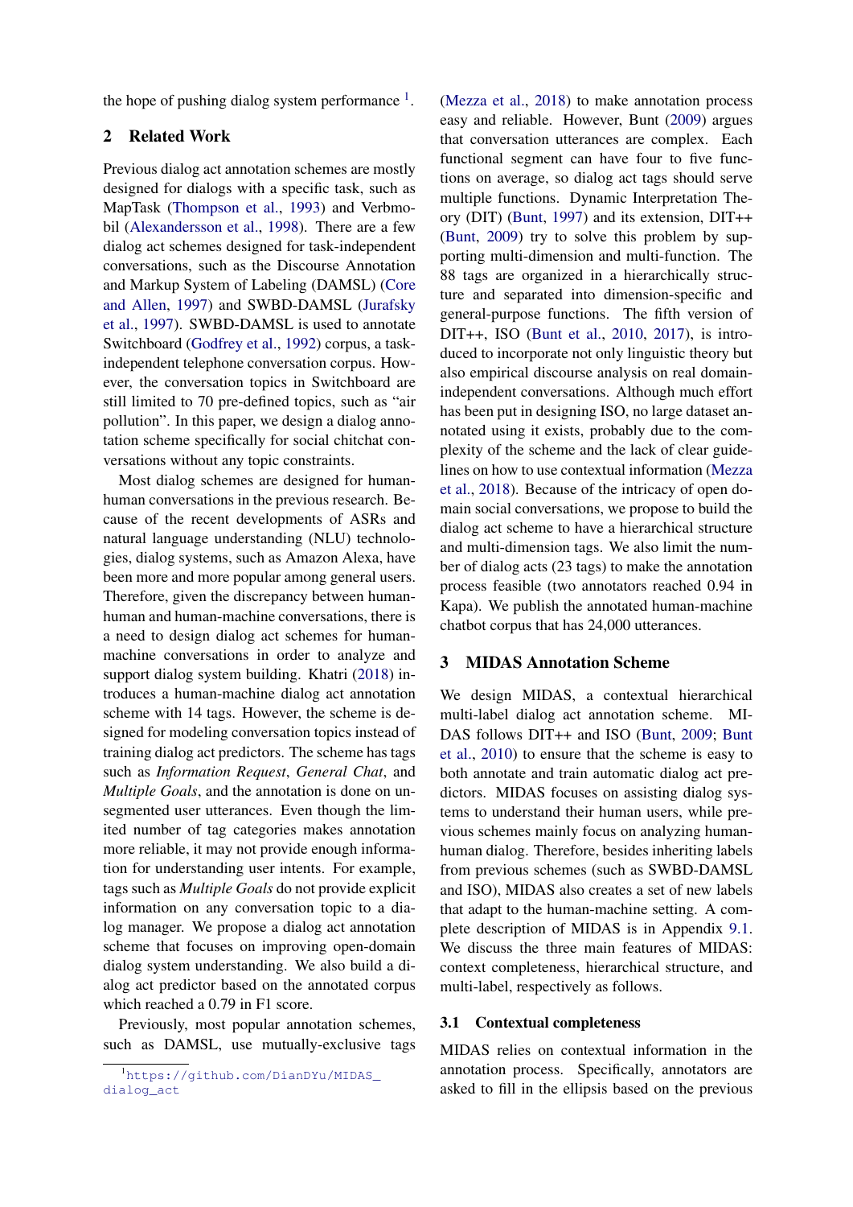the hope of pushing dialog system performance [1].

## 2 Related Work

Previous dialog act annotation schemes are mostly designed for dialogs with a specific task, such as MapTask (Thompson et al., 1993) and Verbmobil (Alexandersson et al., 1998). There are a few dialog act schemes designed for task-independent conversations, such as the Discourse Annotation and Markup System of Labeling (DAMSL) (Core and Allen, 1997) and SWBD-DAMSL (Jurafsky et al., 1997). SWBD-DAMSL is used to annotate Switchboard (Godfrey et al., 1992) corpus, a task-independent telephone conversation corpus. However, the conversation topics in Switchboard are still limited to 70 pre-defined topics, such as "air pollution". In this paper, we design a dialog annotation scheme specifically for social chitchat conversations without any topic constraints.

Most dialog schemes are designed for human-human conversations in the previous research. Because of the recent developments of ASRs and natural language understanding (NLU) technologies, dialog systems, such as Amazon Alexa, have been more and more popular among general users. Therefore, given the discrepancy between human-human and human-machine conversations, there is a need to design dialog act schemes for human-machine conversations in order to analyze and support dialog system building. Khatri (2018) introduces a human-machine dialog act annotation scheme with 14 tags. However, the scheme is designed for modeling conversation topics instead of training dialog act predictors. The scheme has tags such as *Information Request*, *General Chat*, and *Multiple Goals*, and the annotation is done on unsegmented user utterances. Even though the limited number of tag categories makes annotation more reliable, it may not provide enough information for understanding user intents. For example, tags such as *Multiple Goals* do not provide explicit information on any conversation topic to a dialog manager. We propose a dialog act annotation scheme that focuses on improving open-domain dialog system understanding. We also build a dialog act predictor based on the annotated corpus which reached a 0.79 in F1 score.

Previously, most popular annotation schemes, such as DAMSL, use mutually-exclusive tags (Mezza et al., 2018) to make annotation process easy and reliable. However, Bunt (2009) argues that conversation utterances are complex. Each functional segment can have four to five functions on average, so dialog act tags should serve multiple functions. Dynamic Interpretation Theory (DIT) (Bunt, 1997) and its extension, DIT++ (Bunt, 2009) try to solve this problem by supporting multi-dimension and multi-function. The 88 tags are organized in a hierarchically structure and separated into dimension-specific and general-purpose functions. The fifth version of DIT++, ISO (Bunt et al., 2010, 2017), is introduced to incorporate not only linguistic theory but also empirical discourse analysis on real domain-independent conversations. Although much effort has been put in designing ISO, no large dataset annotated using it exists, probably due to the complexity of the scheme and the lack of clear guidelines on how to use contextual information (Mezza et al., 2018). Because of the intricacy of open domain social conversations, we propose to build the dialog act scheme to have a hierarchical structure and multi-dimension tags. We also limit the number of dialog acts (23 tags) to make the annotation process feasible (two annotators reached 0.94 in Kapa). We publish the annotated human-machine chatbot corpus that has 24,000 utterances.

## 3 MIDAS Annotation Scheme

We design MIDAS, a contextual hierarchical multi-label dialog act annotation scheme. MIDAS follows DIT++ and ISO (Bunt, 2009; Bunt et al., 2010) to ensure that the scheme is easy to both annotate and train automatic dialog act predictors. MIDAS focuses on assisting dialog systems to understand their human users, while previous schemes mainly focus on analyzing human-human dialog. Therefore, besides inheriting labels from previous schemes (such as SWBD-DAMSL and ISO), MIDAS also creates a set of new labels that adapt to the human-machine setting. A complete description of MIDAS is in Appendix 9.1. We discuss the three main features of MIDAS: context completeness, hierarchical structure, and multi-label, respectively as follows.

### 3.1 Contextual completeness

MIDAS relies on contextual information in the annotation process. Specifically, annotators are asked to fill in the ellipsis based on the previous

[1] https://github.com/DianDYu/MIDAS_dialog_act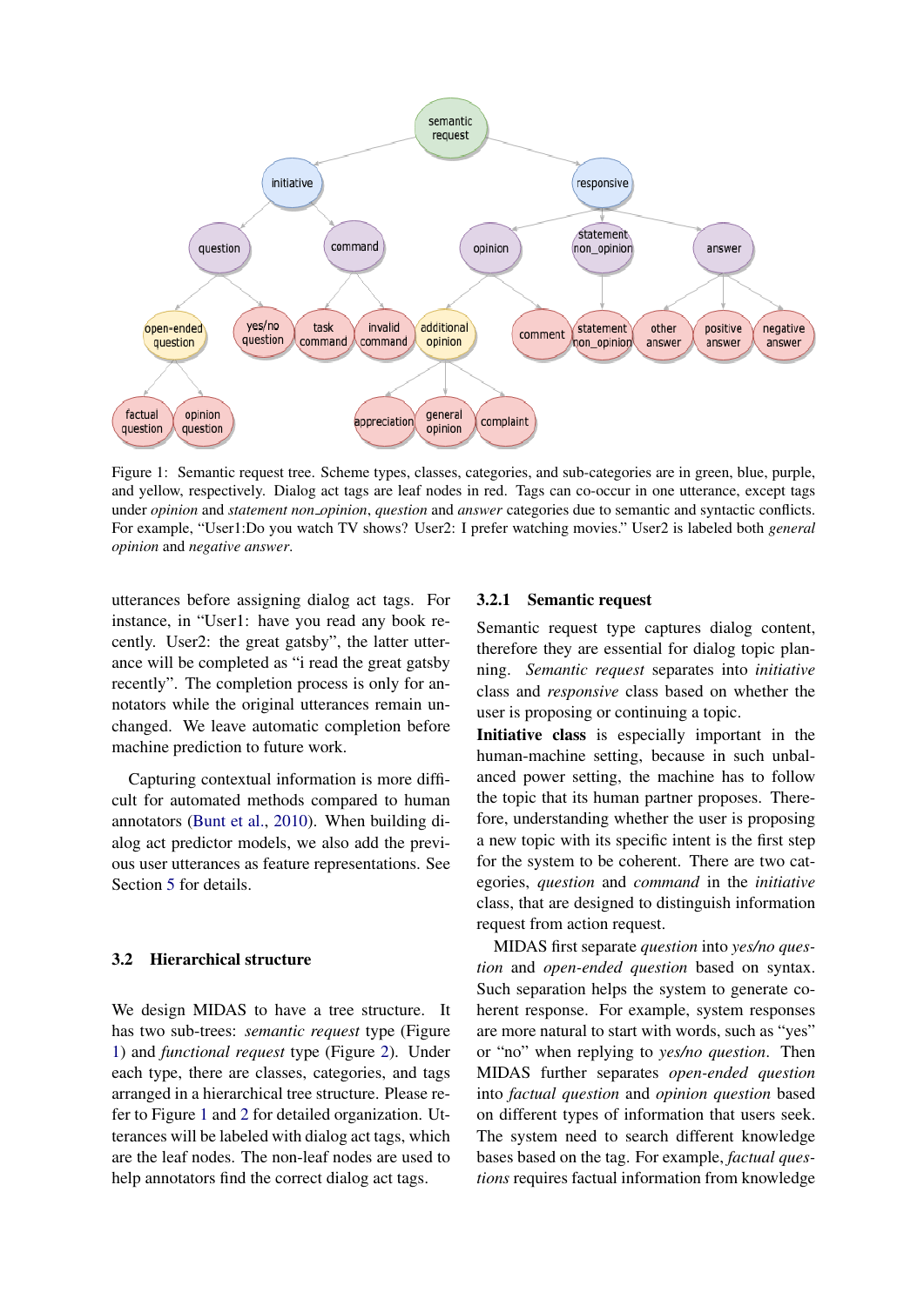Figure 1: Semantic request tree. Scheme types, classes, categories, and sub-categories are in green, blue, purple, and yellow, respectively. Dialog act tags are leaf nodes in red. Tags can co-occur in one utterance, except tags under *opinion* and *statement non_opinion*, *question* and *answer* categories due to semantic and syntactic conflicts. For example, "User1:Do you watch TV shows? User2: I prefer watching movies." User2 is labeled both *general opinion* and *negative answer*.

utterances before assigning dialog act tags. For instance, in "User1: have you read any book recently. User2: the great gatsby", the latter utterance will be completed as "i read the great gatsby recently". The completion process is only for annotators while the original utterances remain unchanged. We leave automatic completion before machine prediction to future work.

Capturing contextual information is more difficult for automated methods compared to human annotators (Bunt et al., 2010). When building dialog act predictor models, we also add the previous user utterances as feature representations. See Section 5 for details.

### 3.2 Hierarchical structure

We design MIDAS to have a tree structure. It has two sub-trees: *semantic request* type (Figure 1) and *functional request* type (Figure 2). Under each type, there are classes, categories, and tags arranged in a hierarchical tree structure. Please refer to Figure 1 and 2 for detailed organization. Utterances will be labeled with dialog act tags, which are the leaf nodes. The non-leaf nodes are used to help annotators find the correct dialog act tags.

#### 3.2.1 Semantic request

Semantic request type captures dialog content, therefore they are essential for dialog topic planning. *Semantic request* separates into *initiative* class and *responsive* class based on whether the user is proposing or continuing a topic.

**Initiative class** is especially important in the human-machine setting, because in such unbalanced power setting, the machine has to follow the topic that its human partner proposes. Therefore, understanding whether the user is proposing a new topic with its specific intent is the first step for the system to be coherent. There are two categories, *question* and *command* in the *initiative* class, that are designed to distinguish information request from action request.

MIDAS first separate *question* into *yes/no question* and *open-ended question* based on syntax. Such separation helps the system to generate coherent response. For example, system responses are more natural to start with words, such as "yes" or "no" when replying to *yes/no question*. Then MIDAS further separates *open-ended question* into *factual question* and *opinion question* based on different types of information that users seek. The system need to search different knowledge bases based on the tag. For example, *factual questions* requires factual information from knowledge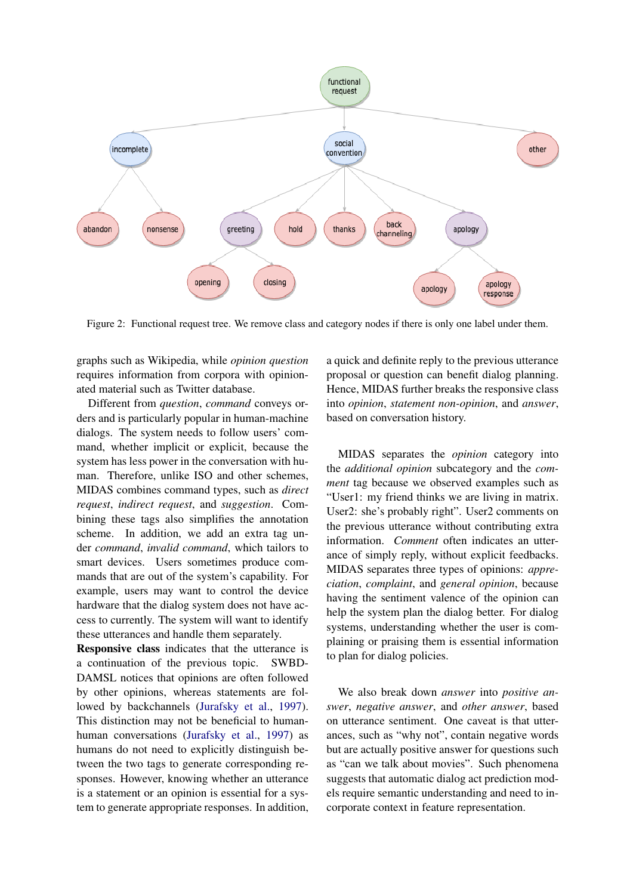Figure 2: Functional request tree. We remove class and category nodes if there is only one label under them.

graphs such as Wikipedia, while *opinion question* requires information from corpora with opinionated material such as Twitter database.

Different from *question*, *command* conveys orders and is particularly popular in human-machine dialogs. The system needs to follow users' command, whether implicit or explicit, because the system has less power in the conversation with human. Therefore, unlike ISO and other schemes, MIDAS combines command types, such as *direct request*, *indirect request*, and *suggestion*. Combining these tags also simplifies the annotation scheme. In addition, we add an extra tag under *command*, *invalid command*, which tailors to smart devices. Users sometimes produce commands that are out of the system's capability. For example, users may want to control the device hardware that the dialog system does not have access to currently. The system will want to identify these utterances and handle them separately.

**Responsive class** indicates that the utterance is a continuation of the previous topic. SWBD-DAMSL notices that opinions are often followed by other opinions, whereas statements are followed by backchannels (Jurafsky et al., 1997). This distinction may not be beneficial to human-human conversations (Jurafsky et al., 1997) as humans do not need to explicitly distinguish between the two tags to generate corresponding responses. However, knowing whether an utterance is a statement or an opinion is essential for a system to generate appropriate responses. In addition, a quick and definite reply to the previous utterance proposal or question can benefit dialog planning. Hence, MIDAS further breaks the responsive class into *opinion*, *statement non-opinion*, and *answer*, based on conversation history.

MIDAS separates the *opinion* category into the *additional opinion* subcategory and the *comment* tag because we observed examples such as "User1: my friend thinks we are living in matrix. User2: she's probably right". User2 comments on the previous utterance without contributing extra information. *Comment* often indicates an utterance of simply reply, without explicit feedbacks. MIDAS separates three types of opinions: *appreciation*, *complaint*, and *general opinion*, because having the sentiment valence of the opinion can help the system plan the dialog better. For dialog systems, understanding whether the user is complaining or praising them is essential information to plan for dialog policies.

We also break down *answer* into *positive answer*, *negative answer*, and *other answer*, based on utterance sentiment. One caveat is that utterances, such as "why not", contain negative words but are actually positive answer for questions such as "can we talk about movies". Such phenomena suggests that automatic dialog act prediction models require semantic understanding and need to incorporate context in feature representation.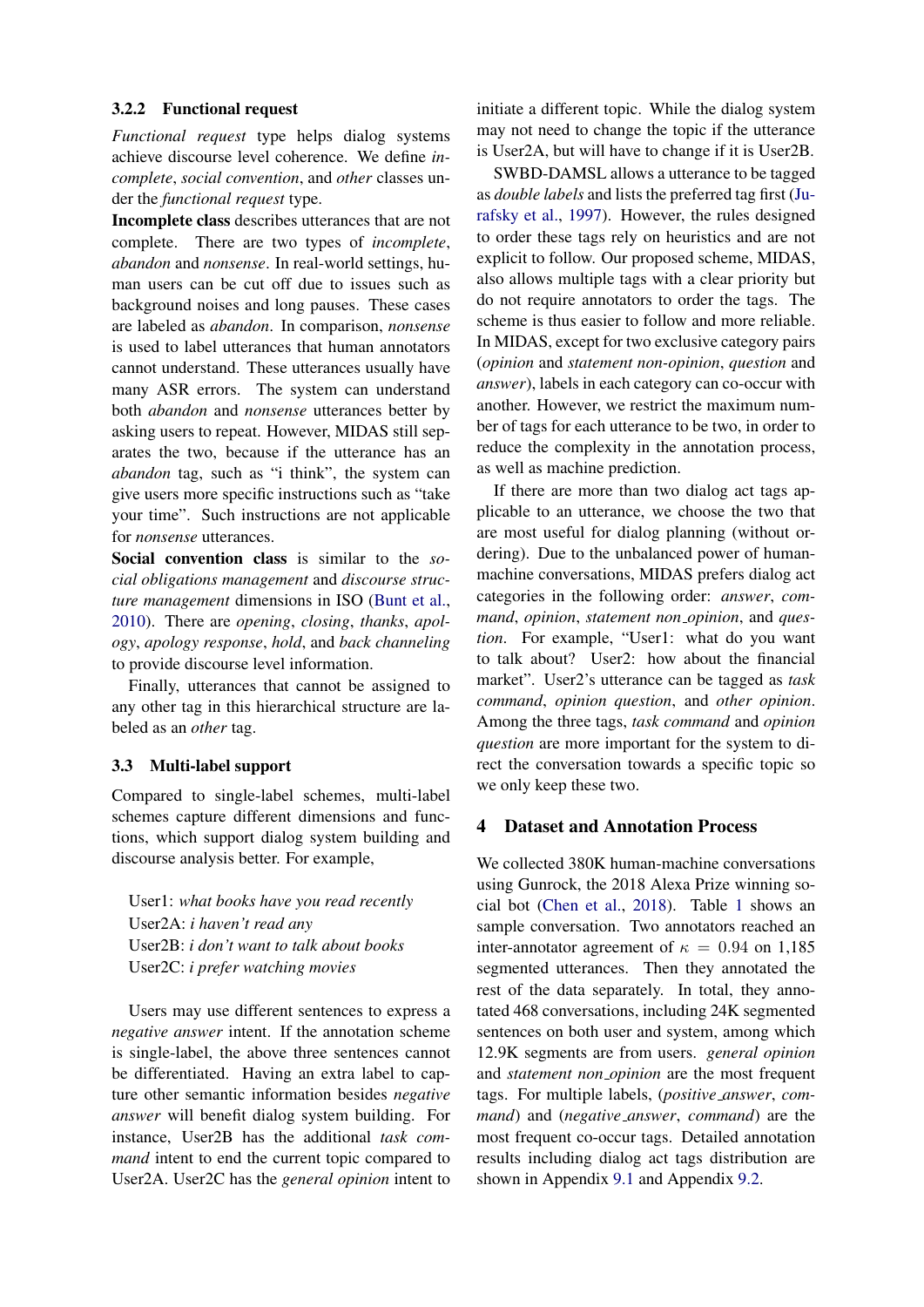### 3.2.2 Functional request

*Functional request* type helps dialog systems achieve discourse level coherence. We define *incomplete*, *social convention*, and *other* classes under the *functional request* type.

**Incomplete class** describes utterances that are not complete. There are two types of *incomplete*, *abandon* and *nonsense*. In real-world settings, human users can be cut off due to issues such as background noises and long pauses. These cases are labeled as *abandon*. In comparison, *nonsense* is used to label utterances that human annotators cannot understand. These utterances usually have many ASR errors. The system can understand both *abandon* and *nonsense* utterances better by asking users to repeat. However, MIDAS still separates the two, because if the utterance has an *abandon* tag, such as "i think", the system can give users more specific instructions such as "take your time". Such instructions are not applicable for *nonsense* utterances.

**Social convention class** is similar to the *social obligations management* and *discourse structure management* dimensions in ISO (Bunt et al., 2010). There are *opening*, *closing*, *thanks*, *apology*, *apology response*, *hold*, and *back channeling* to provide discourse level information.

Finally, utterances that cannot be assigned to any other tag in this hierarchical structure are labeled as an *other* tag.

## 3.3 Multi-label support

Compared to single-label schemes, multi-label schemes capture different dimensions and functions, which support dialog system building and discourse analysis better. For example,

> User1: *what books have you read recently*
> User2A: *i haven't read any*
> User2B: *i don't want to talk about books*
> User2C: *i prefer watching movies*

Users may use different sentences to express a *negative answer* intent. If the annotation scheme is single-label, the above three sentences cannot be differentiated. Having an extra label to capture other semantic information besides *negative answer* will benefit dialog system building. For instance, User2B has the additional *task command* intent to end the current topic compared to User2A. User2C has the *general opinion* intent to initiate a different topic. While the dialog system may not need to change the topic if the utterance is User2A, but will have to change if it is User2B.

SWBD-DAMSL allows a utterance to be tagged as *double labels* and lists the preferred tag first (Jurafsky et al., 1997). However, the rules designed to order these tags rely on heuristics and are not explicit to follow. Our proposed scheme, MIDAS, also allows multiple tags with a clear priority but do not require annotators to order the tags. The scheme is thus easier to follow and more reliable. In MIDAS, except for two exclusive category pairs (*opinion* and *statement non-opinion*, *question* and *answer*), labels in each category can co-occur with another. However, we restrict the maximum number of tags for each utterance to be two, in order to reduce the complexity in the annotation process, as well as machine prediction.

If there are more than two dialog act tags applicable to an utterance, we choose the two that are most useful for dialog planning (without ordering). Due to the unbalanced power of human-machine conversations, MIDAS prefers dialog act categories in the following order: *answer*, *command*, *opinion*, *statement non_opinion*, and *question*. For example, "User1: what do you want to talk about? User2: how about the financial market". User2's utterance can be tagged as *task command*, *opinion question*, and *other opinion*. Among the three tags, *task command* and *opinion question* are more important for the system to direct the conversation towards a specific topic so we only keep these two.

# 4 Dataset and Annotation Process

We collected 380K human-machine conversations using Gunrock, the 2018 Alexa Prize winning social bot (Chen et al., 2018). Table 1 shows an sample conversation. Two annotators reached an inter-annotator agreement of $\kappa = 0.94$ on 1,185 segmented utterances. Then they annotated the rest of the data separately. In total, they annotated 468 conversations, including 24K segmented sentences on both user and system, among which 12.9K segments are from users. *general opinion* and *statement non_opinion* are the most frequent tags. For multiple labels, (*positive_answer*, *command*) and (*negative_answer*, *command*) are the most frequent co-occur tags. Detailed annotation results including dialog act tags distribution are shown in Appendix 9.1 and Appendix 9.2.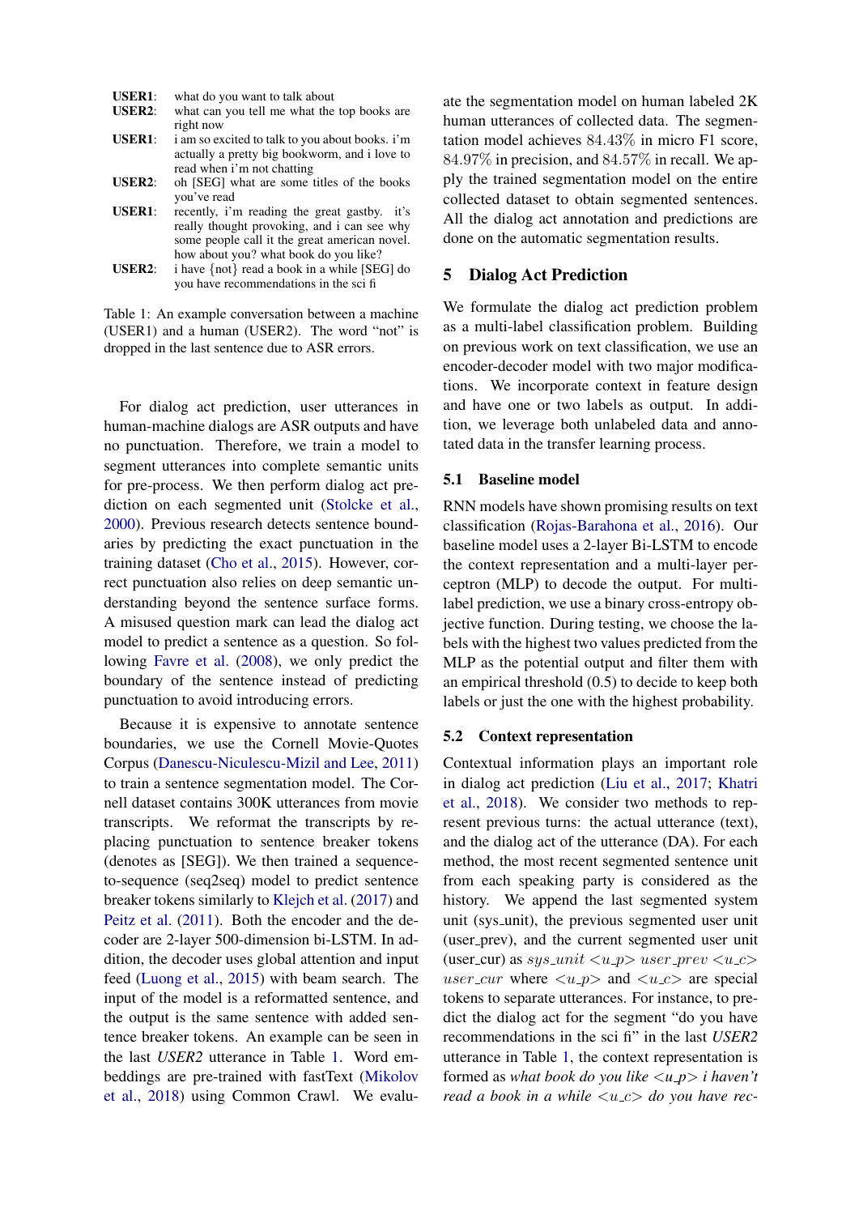| | |
|---|---|
| **USER1**: | what do you want to talk about |
| **USER2**: | what can you tell me what the top books are right now |
| **USER1**: | i am so excited to talk to you about books. i'm actually a pretty big bookworm, and i love to read when i'm not chatting |
| **USER2**: | oh [SEG] what are some titles of the books you've read |
| **USER1**: | recently, i'm reading the great gastby. it's really thought provoking, and i can see why some people call it the great american novel. how about you? what book do you like? |
| **USER2**: | i have {not} read a book in a while [SEG] do you have recommendations in the sci fi |

Table 1: An example conversation between a machine (USER1) and a human (USER2). The word "not" is dropped in the last sentence due to ASR errors.

For dialog act prediction, user utterances in human-machine dialogs are ASR outputs and have no punctuation. Therefore, we train a model to segment utterances into complete semantic units for pre-process. We then perform dialog act prediction on each segmented unit (Stolcke et al., 2000). Previous research detects sentence boundaries by predicting the exact punctuation in the training dataset (Cho et al., 2015). However, correct punctuation also relies on deep semantic understanding beyond the sentence surface forms. A misused question mark can lead the dialog act model to predict a sentence as a question. So following Favre et al. (2008), we only predict the boundary of the sentence instead of predicting punctuation to avoid introducing errors.

Because it is expensive to annotate sentence boundaries, we use the Cornell Movie-Quotes Corpus (Danescu-Niculescu-Mizil and Lee, 2011) to train a sentence segmentation model. The Cornell dataset contains 300K utterances from movie transcripts. We reformat the transcripts by replacing punctuation to sentence breaker tokens (denotes as [SEG]). We then trained a sequence-to-sequence (seq2seq) model to predict sentence breaker tokens similarly to Klejch et al. (2017) and Peitz et al. (2011). Both the encoder and the decoder are 2-layer 500-dimension bi-LSTM. In addition, the decoder uses global attention and input feed (Luong et al., 2015) with beam search. The input of the model is a reformatted sentence, and the output is the same sentence with added sentence breaker tokens. An example can be seen in the last *USER2* utterance in Table 1. Word embeddings are pre-trained with fastText (Mikolov et al., 2018) using Common Crawl. We evaluate the segmentation model on human labeled 2K human utterances of collected data. The segmentation model achieves $84.43\%$ in micro F1 score, $84.97\%$ in precision, and $84.57\%$ in recall. We apply the trained segmentation model on the entire collected dataset to obtain segmented sentences. All the dialog act annotation and predictions are done on the automatic segmentation results.

## 5 Dialog Act Prediction

We formulate the dialog act prediction problem as a multi-label classification problem. Building on previous work on text classification, we use an encoder-decoder model with two major modifications. We incorporate context in feature design and have one or two labels as output. In addition, we leverage both unlabeled data and annotated data in the transfer learning process.

### 5.1 Baseline model

RNN models have shown promising results on text classification (Rojas-Barahona et al., 2016). Our baseline model uses a 2-layer Bi-LSTM to encode the context representation and a multi-layer perceptron (MLP) to decode the output. For multi-label prediction, we use a binary cross-entropy objective function. During testing, we choose the labels with the highest two values predicted from the MLP as the potential output and filter them with an empirical threshold (0.5) to decide to keep both labels or just the one with the highest probability.

### 5.2 Context representation

Contextual information plays an important role in dialog act prediction (Liu et al., 2017; Khatri et al., 2018). We consider two methods to represent previous turns: the actual utterance (text), and the dialog act of the utterance (DA). For each method, the most recent segmented sentence unit from each speaking party is considered as the history. We append the last segmented system unit (sys_unit), the previous segmented user unit (user_prev), and the current segmented user unit (user_cur) as $sys\_unit$ $<u\_p>$ $user\_prev$ $<u\_c>$ $user\_cur$ where $<u\_p>$ and $<u\_c>$ are special tokens to separate utterances. For instance, to predict the dialog act for the segment "do you have recommendations in the sci fi" in the last *USER2* utterance in Table 1, the context representation is formed as *what book do you like <u_p> i haven't read a book in a while <u_c> do you have rec-*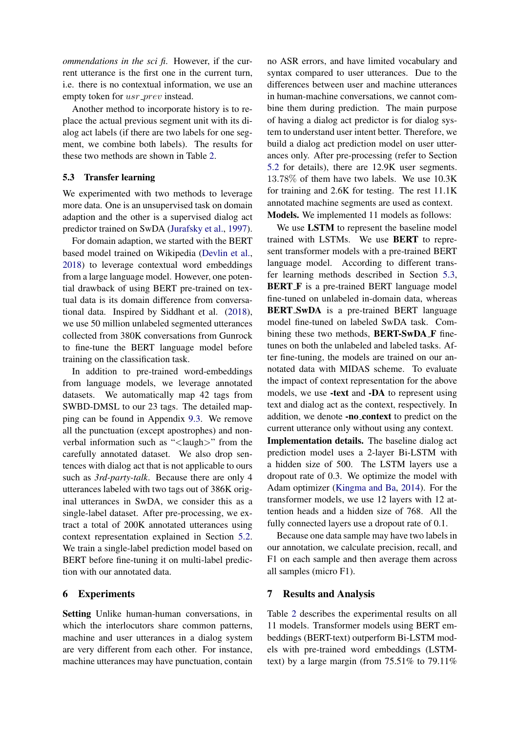*ommendations in the sci fi*. However, if the current utterance is the first one in the current turn, i.e. there is no contextual information, we use an empty token for $usr\_prev$ instead.

Another method to incorporate history is to replace the actual previous segment unit with its dialog act labels (if there are two labels for one segment, we combine both labels). The results for these two methods are shown in Table 2.

### 5.3 Transfer learning

We experimented with two methods to leverage more data. One is an unsupervised task on domain adaption and the other is a supervised dialog act predictor trained on SwDA (Jurafsky et al., 1997).

For domain adaption, we started with the BERT based model trained on Wikipedia (Devlin et al., 2018) to leverage contextual word embeddings from a large language model. However, one potential drawback of using BERT pre-trained on textual data is its domain difference from conversational data. Inspired by Siddhant et al. (2018), we use 50 million unlabeled segmented utterances collected from 380K conversations from Gunrock to fine-tune the BERT language model before training on the classification task.

In addition to pre-trained word-embeddings from language models, we leverage annotated datasets. We automatically map 42 tags from SWBD-DMSL to our 23 tags. The detailed mapping can be found in Appendix 9.3. We remove all the punctuation (except apostrophes) and non-verbal information such as "<laugh>" from the carefully annotated dataset. We also drop sentences with dialog act that is not applicable to ours such as *3rd-party-talk*. Because there are only 4 utterances labeled with two tags out of 386K original utterances in SwDA, we consider this as a single-label dataset. After pre-processing, we extract a total of 200K annotated utterances using context representation explained in Section 5.2. We train a single-label prediction model based on BERT before fine-tuning it on multi-label prediction with our annotated data.

## 6 Experiments

**Setting** Unlike human-human conversations, in which the interlocutors share common patterns, machine and user utterances in a dialog system are very different from each other. For instance, machine utterances may have punctuation, contain no ASR errors, and have limited vocabulary and syntax compared to user utterances. Due to the differences between user and machine utterances in human-machine conversations, we cannot combine them during prediction. The main purpose of having a dialog act predictor is for dialog system to understand user intent better. Therefore, we build a dialog act prediction model on user utterances only. After pre-processing (refer to Section 5.2 for details), there are 12.9K user segments. 13.78% of them have two labels. We use 10.3K for training and 2.6K for testing. The rest 11.1K annotated machine segments are used as context.

**Models.** We implemented 11 models as follows:

We use **LSTM** to represent the baseline model trained with LSTMs. We use **BERT** to represent transformer models with a pre-trained BERT language model. According to different transfer learning methods described in Section 5.3, **BERT_F** is a pre-trained BERT language model fine-tuned on unlabeled in-domain data, whereas **BERT_SwDA** is a pre-trained BERT language model fine-tuned on labeled SwDA task. Combining these two methods, **BERT-SwDA_F** fine-tunes on both the unlabeled and labeled tasks. After fine-tuning, the models are trained on our annotated data with MIDAS scheme. To evaluate the impact of context representation for the above models, we use **-text** and **-DA** to represent using text and dialog act as the context, respectively. In addition, we denote **-no_context** to predict on the current utterance only without using any context.

**Implementation details.** The baseline dialog act prediction model uses a 2-layer Bi-LSTM with a hidden size of 500. The LSTM layers use a dropout rate of 0.3. We optimize the model with Adam optimizer (Kingma and Ba, 2014). For the transformer models, we use 12 layers with 12 attention heads and a hidden size of 768. All the fully connected layers use a dropout rate of 0.1.

Because one data sample may have two labels in our annotation, we calculate precision, recall, and F1 on each sample and then average them across all samples (micro F1).

## 7 Results and Analysis

Table 2 describes the experimental results on all 11 models. Transformer models using BERT embeddings (BERT-text) outperform Bi-LSTM models with pre-trained word embeddings (LSTM-text) by a large margin (from 75.51% to 79.11%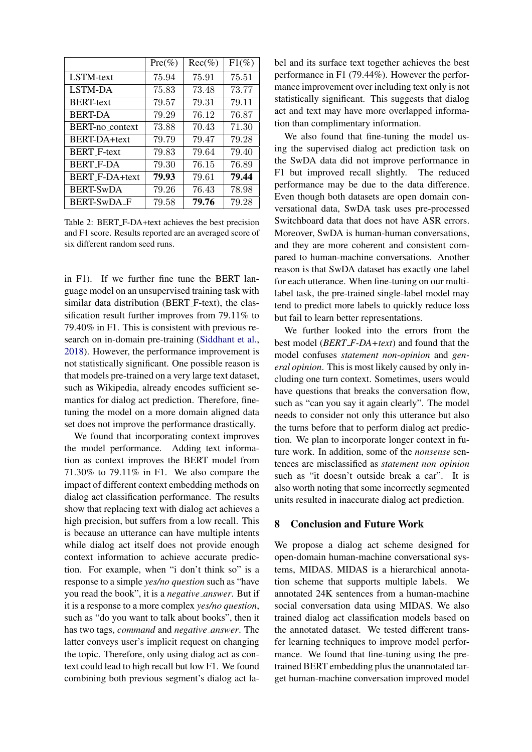|  | Pre(%) | Rec(%) | F1(%) |
| --- | --- | --- | --- |
| LSTM-text | 75.94 | 75.91 | 75.51 |
| LSTM-DA | 75.83 | 73.48 | 73.77 |
| BERT-text | 79.57 | 79.31 | 79.11 |
| BERT-DA | 79.29 | 76.12 | 76.87 |
| BERT-no_context | 73.88 | 70.43 | 71.30 |
| BERT-DA+text | 79.79 | 79.47 | 79.28 |
| BERT_F-text | 79.83 | 79.64 | 79.40 |
| BERT_F-DA | 79.30 | 76.15 | 76.89 |
| BERT_F-DA+text | **79.93** | 79.61 | **79.44** |
| BERT-SwDA | 79.26 | 76.43 | 78.98 |
| BERT-SwDA_F | 79.58 | **79.76** | 79.28 |

Table 2: BERT_F-DA+text achieves the best precision and F1 score. Results reported are an averaged score of six different random seed runs.

in F1). If we further fine tune the BERT language model on an unsupervised training task with similar data distribution (BERT_F-text), the classification result further improves from 79.11% to 79.40% in F1. This is consistent with previous research on in-domain pre-training (Siddhant et al., 2018). However, the performance improvement is not statistically significant. One possible reason is that models pre-trained on a very large text dataset, such as Wikipedia, already encodes sufficient semantics for dialog act prediction. Therefore, fine-tuning the model on a more domain aligned data set does not improve the performance drastically.

We found that incorporating context improves the model performance. Adding text information as context improves the BERT model from 71.30% to 79.11% in F1. We also compare the impact of different context embedding methods on dialog act classification performance. The results show that replacing text with dialog act achieves a high precision, but suffers from a low recall. This is because an utterance can have multiple intents while dialog act itself does not provide enough context information to achieve accurate prediction. For example, when "i don't think so" is a response to a simple *yes/no question* such as "have you read the book", it is a *negative_answer*. But if it is a response to a more complex *yes/no question*, such as "do you want to talk about books", then it has two tags, *command* and *negative_answer*. The latter conveys user's implicit request on changing the topic. Therefore, only using dialog act as context could lead to high recall but low F1. We found combining both previous segment's dialog act label and its surface text together achieves the best performance in F1 (79.44%). However the performance improvement over including text only is not statistically significant. This suggests that dialog act and text may have more overlapped information than complimentary information.

We also found that fine-tuning the model using the supervised dialog act prediction task on the SwDA data did not improve performance in F1 but improved recall slightly. The reduced performance may be due to the data difference. Even though both datasets are open domain conversational data, SwDA task uses pre-processed Switchboard data that does not have ASR errors. Moreover, SwDA is human-human conversations, and they are more coherent and consistent compared to human-machine conversations. Another reason is that SwDA dataset has exactly one label for each utterance. When fine-tuning on our multi-label task, the pre-trained single-label model may tend to predict more labels to quickly reduce loss but fail to learn better representations.

We further looked into the errors from the best model (*BERT_F-DA+text*) and found that the model confuses *statement non-opinion* and *general opinion*. This is most likely caused by only including one turn context. Sometimes, users would have questions that breaks the conversation flow, such as "can you say it again clearly". The model needs to consider not only this utterance but also the turns before that to perform dialog act prediction. We plan to incorporate longer context in future work. In addition, some of the *nonsense* sentences are misclassified as *statement non_opinion* such as "it doesn't outside break a car". It is also worth noting that some incorrectly segmented units resulted in inaccurate dialog act prediction.

## 8 Conclusion and Future Work

We propose a dialog act scheme designed for open-domain human-machine conversational systems, MIDAS. MIDAS is a hierarchical annotation scheme that supports multiple labels. We annotated 24K sentences from a human-machine social conversation data using MIDAS. We also trained dialog act classification models based on the annotated dataset. We tested different transfer learning techniques to improve model performance. We found that fine-tuning using the pre-trained BERT embedding plus the unannotated target human-machine conversation improved model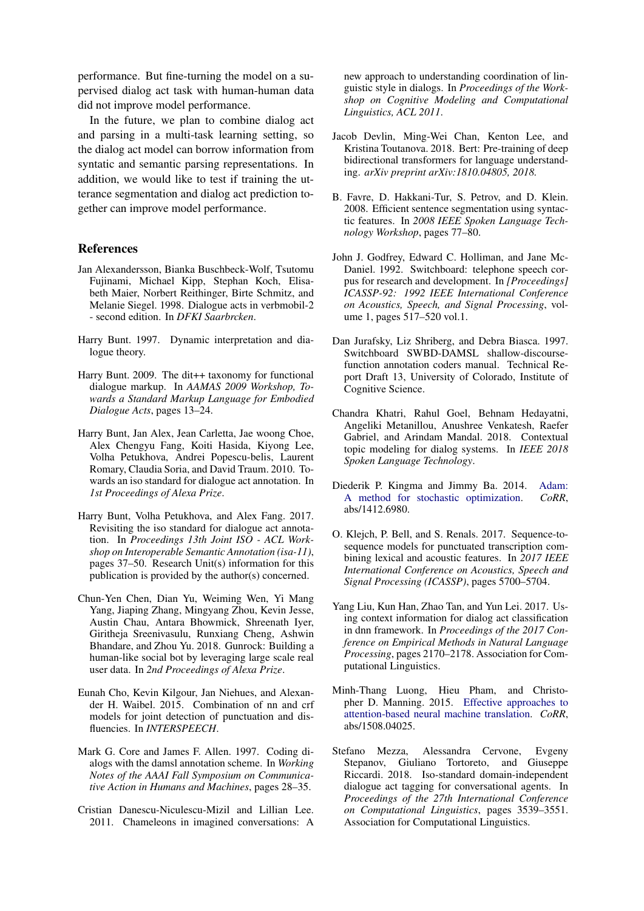performance. But fine-turning the model on a supervised dialog act task with human-human data did not improve model performance.

In the future, we plan to combine dialog act and parsing in a multi-task learning setting, so the dialog act model can borrow information from syntatic and semantic parsing representations. In addition, we would like to test if training the utterance segmentation and dialog act prediction together can improve model performance.

## References

Jan Alexandersson, Bianka Buschbeck-Wolf, Tsutomu Fujinami, Michael Kipp, Stephan Koch, Elisabeth Maier, Norbert Reithinger, Birte Schmitz, and Melanie Siegel. 1998. Dialogue acts in verbmobil-2 - second edition. In *DFKI Saarbrcken*.

Harry Bunt. 1997. Dynamic interpretation and dialogue theory.

Harry Bunt. 2009. The dit++ taxonomy for functional dialogue markup. In *AAMAS 2009 Workshop, Towards a Standard Markup Language for Embodied Dialogue Acts*, pages 13–24.

Harry Bunt, Jan Alex, Jean Carletta, Jae woong Choe, Alex Chengyu Fang, Koiti Hasida, Kiyong Lee, Volha Petukhova, Andrei Popescu-belis, Laurent Romary, Claudia Soria, and David Traum. 2010. Towards an iso standard for dialogue act annotation. In *1st Proceedings of Alexa Prize*.

Harry Bunt, Volha Petukhova, and Alex Fang. 2017. Revisiting the iso standard for dialogue act annotation. In *Proceedings 13th Joint ISO - ACL Workshop on Interoperable Semantic Annotation (isa-11)*, pages 37–50. Research Unit(s) information for this publication is provided by the author(s) concerned.

Chun-Yen Chen, Dian Yu, Weiming Wen, Yi Mang Yang, Jiaping Zhang, Mingyang Zhou, Kevin Jesse, Austin Chau, Antara Bhowmick, Shreenath Iyer, Giritheja Sreenivasulu, Runxiang Cheng, Ashwin Bhandare, and Zhou Yu. 2018. Gunrock: Building a human-like social bot by leveraging large scale real user data. In *2nd Proceedings of Alexa Prize*.

Eunah Cho, Kevin Kilgour, Jan Niehues, and Alexander H. Waibel. 2015. Combination of nn and crf models for joint detection of punctuation and disfluencies. In *INTERSPEECH*.

Mark G. Core and James F. Allen. 1997. Coding dialogs with the damsl annotation scheme. In *Working Notes of the AAAI Fall Symposium on Communicative Action in Humans and Machines*, pages 28–35.

Cristian Danescu-Niculescu-Mizil and Lillian Lee. 2011. Chameleons in imagined conversations: A new approach to understanding coordination of linguistic style in dialogs. In *Proceedings of the Workshop on Cognitive Modeling and Computational Linguistics, ACL 2011*.

Jacob Devlin, Ming-Wei Chan, Kenton Lee, and Kristina Toutanova. 2018. Bert: Pre-training of deep bidirectional transformers for language understanding. *arXiv preprint arXiv:1810.04805, 2018.*

B. Favre, D. Hakkani-Tur, S. Petrov, and D. Klein. 2008. Efficient sentence segmentation using syntactic features. In *2008 IEEE Spoken Language Technology Workshop*, pages 77–80.

John J. Godfrey, Edward C. Holliman, and Jane McDaniel. 1992. Switchboard: telephone speech corpus for research and development. In *[Proceedings] ICASSP-92: 1992 IEEE International Conference on Acoustics, Speech, and Signal Processing*, volume 1, pages 517–520 vol.1.

Dan Jurafsky, Liz Shriberg, and Debra Biasca. 1997. Switchboard SWBD-DAMSL shallow-discourse-function annotation coders manual. Technical Report Draft 13, University of Colorado, Institute of Cognitive Science.

Chandra Khatri, Rahul Goel, Behnam Hedayatni, Angeliki Metanillou, Anushree Venkatesh, Raefer Gabriel, and Arindam Mandal. 2018. Contextual topic modeling for dialog systems. In *IEEE 2018 Spoken Language Technology*.

Diederik P. Kingma and Jimmy Ba. 2014. Adam: A method for stochastic optimization. *CoRR*, abs/1412.6980.

O. Klejch, P. Bell, and S. Renals. 2017. Sequence-to-sequence models for punctuated transcription combining lexical and acoustic features. In *2017 IEEE International Conference on Acoustics, Speech and Signal Processing (ICASSP)*, pages 5700–5704.

Yang Liu, Kun Han, Zhao Tan, and Yun Lei. 2017. Using context information for dialog act classification in dnn framework. In *Proceedings of the 2017 Conference on Empirical Methods in Natural Language Processing*, pages 2170–2178. Association for Computational Linguistics.

Minh-Thang Luong, Hieu Pham, and Christopher D. Manning. 2015. Effective approaches to attention-based neural machine translation. *CoRR*, abs/1508.04025.

Stefano Mezza, Alessandra Cervone, Evgeny Stepanov, Giuliano Tortoreto, and Giuseppe Riccardi. 2018. Iso-standard domain-independent dialogue act tagging for conversational agents. In *Proceedings of the 27th International Conference on Computational Linguistics*, pages 3539–3551. Association for Computational Linguistics.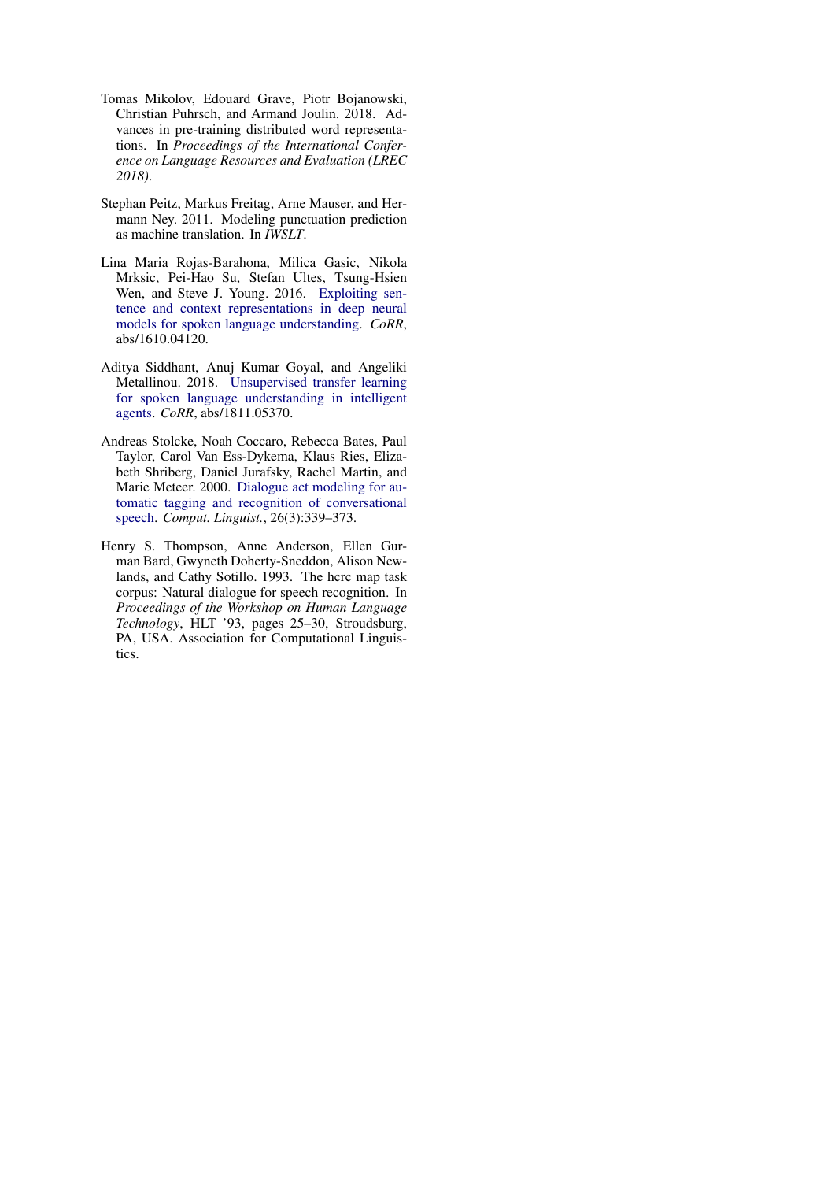Tomas Mikolov, Edouard Grave, Piotr Bojanowski, Christian Puhrsch, and Armand Joulin. 2018. Advances in pre-training distributed word representations. In *Proceedings of the International Conference on Language Resources and Evaluation (LREC 2018)*.

Stephan Peitz, Markus Freitag, Arne Mauser, and Hermann Ney. 2011. Modeling punctuation prediction as machine translation. In *IWSLT*.

Lina Maria Rojas-Barahona, Milica Gasic, Nikola Mrksic, Pei-Hao Su, Stefan Ultes, Tsung-Hsien Wen, and Steve J. Young. 2016. Exploiting sentence and context representations in deep neural models for spoken language understanding. *CoRR*, abs/1610.04120.

Aditya Siddhant, Anuj Kumar Goyal, and Angeliki Metallinou. 2018. Unsupervised transfer learning for spoken language understanding in intelligent agents. *CoRR*, abs/1811.05370.

Andreas Stolcke, Noah Coccaro, Rebecca Bates, Paul Taylor, Carol Van Ess-Dykema, Klaus Ries, Elizabeth Shriberg, Daniel Jurafsky, Rachel Martin, and Marie Meteer. 2000. Dialogue act modeling for automatic tagging and recognition of conversational speech. *Comput. Linguist.*, 26(3):339–373.

Henry S. Thompson, Anne Anderson, Ellen Gurman Bard, Gwyneth Doherty-Sneddon, Alison Newlands, and Cathy Sotillo. 1993. The hcrc map task corpus: Natural dialogue for speech recognition. In *Proceedings of the Workshop on Human Language Technology*, HLT '93, pages 25–30, Stroudsburg, PA, USA. Association for Computational Linguistics.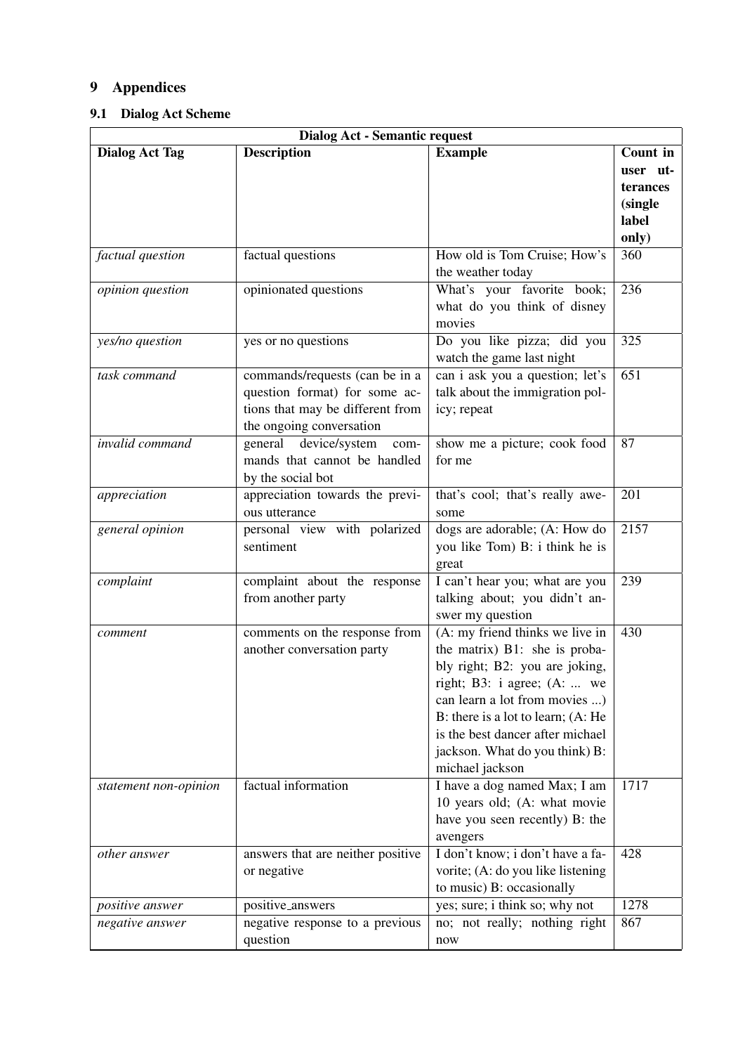# 9 Appendices

## 9.1 Dialog Act Scheme

| Dialog Act - Semantic request | | | |
|---|---|---|---|
| **Dialog Act Tag** | **Description** | **Example** | **Count in user utterances (single label only)** |
| *factual question* | factual questions | How old is Tom Cruise; How's the weather today | 360 |
| *opinion question* | opinionated questions | What's your favorite book; what do you think of disney movies | 236 |
| *yes/no question* | yes or no questions | Do you like pizza; did you watch the game last night | 325 |
| *task command* | commands/requests (can be in a question format) for some actions that may be different from the ongoing conversation | can i ask you a question; let's talk about the immigration policy; repeat | 651 |
| *invalid command* | general device/system commands that cannot be handled by the social bot | show me a picture; cook food for me | 87 |
| *appreciation* | appreciation towards the previous utterance | that's cool; that's really awesome | 201 |
| *general opinion* | personal view with polarized sentiment | dogs are adorable; (A: How do you like Tom) B: i think he is great | 2157 |
| *complaint* | complaint about the response from another party | I can't hear you; what are you talking about; you didn't answer my question | 239 |
| *comment* | comments on the response from another conversation party | (A: my friend thinks we live in the matrix) B1: she is probably right; B2: you are joking, right; B3: i agree; (A: ... we can learn a lot from movies ...) B: there is a lot to learn; (A: He is the best dancer after michael jackson. What do you think) B: michael jackson | 430 |
| *statement non-opinion* | factual information | I have a dog named Max; I am 10 years old; (A: what movie have you seen recently) B: the avengers | 1717 |
| *other answer* | answers that are neither positive or negative | I don't know; i don't have a favorite; (A: do you like listening to music) B: occasionally | 428 |
| *positive answer* | positive_answers | yes; sure; i think so; why not | 1278 |
| *negative answer* | negative response to a previous question | no; not really; nothing right now | 867 |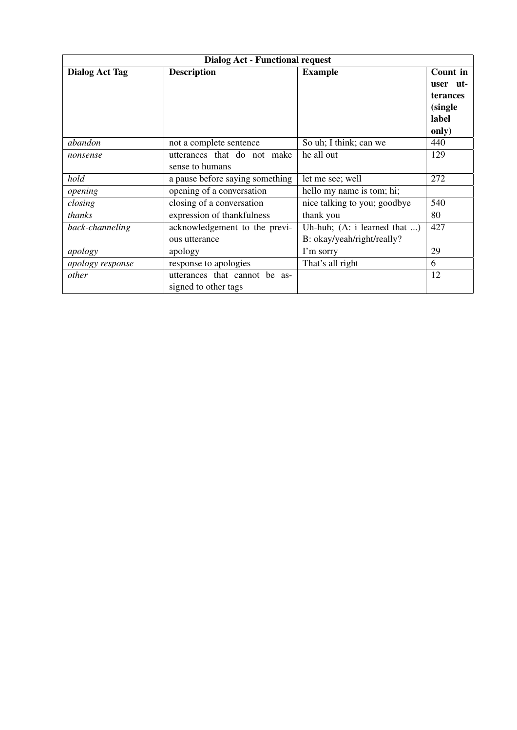| Dialog Act - Functional request | | | |
|---|---|---|---|
| **Dialog Act Tag** | **Description** | **Example** | **Count in user utterances (single label only)** |
| *abandon* | not a complete sentence | So uh; I think; can we | 440 |
| *nonsense* | utterances that do not make sense to humans | he all out | 129 |
| *hold* | a pause before saying something | let me see; well | 272 |
| *opening* | opening of a conversation | hello my name is tom; hi; | |
| *closing* | closing of a conversation | nice talking to you; goodbye | 540 |
| *thanks* | expression of thankfulness | thank you | 80 |
| *back-channeling* | acknowledgement to the previous utterance | Uh-huh; (A: i learned that ...) B: okay/yeah/right/really? | 427 |
| *apology* | apology | I'm sorry | 29 |
| *apology response* | response to apologies | That's all right | 6 |
| *other* | utterances that cannot be assigned to other tags | | 12 |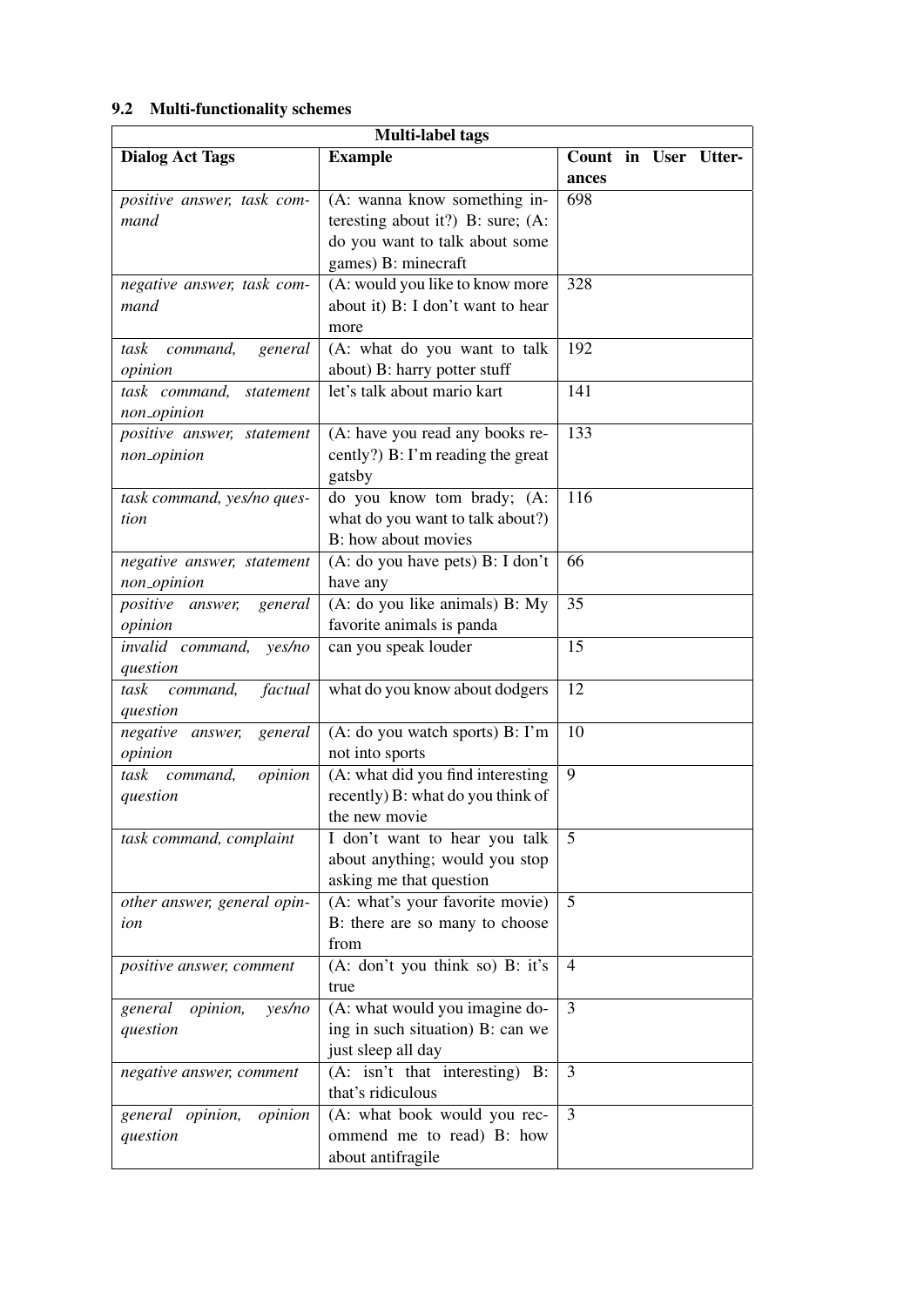### 9.2 Multi-functionality schemes

| Multi-label tags | | |
|---|---|---|
| **Dialog Act Tags** | **Example** | **Count in User Utterances** |
| *positive answer, task command* | (A: wanna know something interesting about it?) B: sure; (A: do you want to talk about some games) B: minecraft | 698 |
| *negative answer, task command* | (A: would you like to know more about it) B: I don't want to hear more | 328 |
| *task command, general opinion* | (A: what do you want to talk about) B: harry potter stuff | 192 |
| *task command, statement non_opinion* | let's talk about mario kart | 141 |
| *positive answer, statement non_opinion* | (A: have you read any books recently?) B: I'm reading the great gatsby | 133 |
| *task command, yes/no question* | do you know tom brady; (A: what do you want to talk about?) B: how about movies | 116 |
| *negative answer, statement non_opinion* | (A: do you have pets) B: I don't have any | 66 |
| *positive answer, general opinion* | (A: do you like animals) B: My favorite animals is panda | 35 |
| *invalid command, yes/no question* | can you speak louder | 15 |
| *task command, factual question* | what do you know about dodgers | 12 |
| *negative answer, general opinion* | (A: do you watch sports) B: I'm not into sports | 10 |
| *task command, opinion question* | (A: what did you find interesting recently) B: what do you think of the new movie | 9 |
| *task command, complaint* | I don't want to hear you talk about anything; would you stop asking me that question | 5 |
| *other answer, general opinion* | (A: what's your favorite movie) B: there are so many to choose from | 5 |
| *positive answer, comment* | (A: don't you think so) B: it's true | 4 |
| *general opinion, yes/no question* | (A: what would you imagine doing in such situation) B: can we just sleep all day | 3 |
| *negative answer, comment* | (A: isn't that interesting) B: that's ridiculous | 3 |
| *general opinion, opinion question* | (A: what book would you recommend me to read) B: how about antifragile | 3 |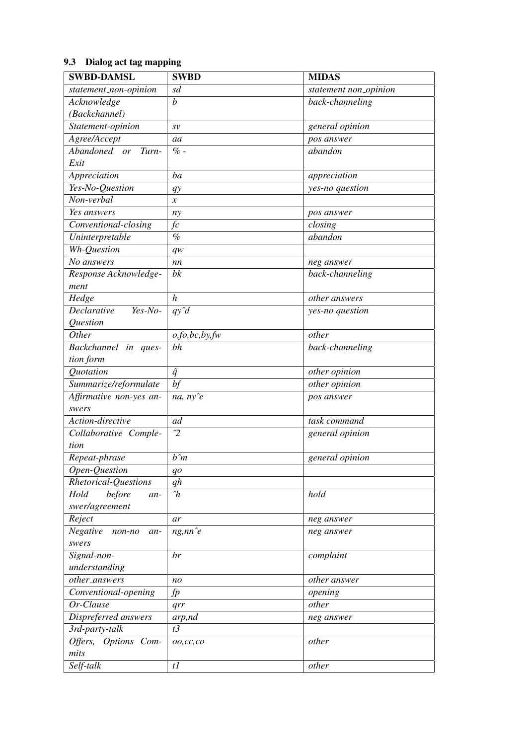### 9.3 Dialog act tag mapping

| **SWBD-DAMSL** | **SWBD** | **MIDAS** |
|---|---|---|
| *statement_non-opinion* | *sd* | *statement non_opinion* |
| *Acknowledge (Backchannel)* | *b* | *back-channeling* |
| *Statement-opinion* | *sv* | *general opinion* |
| *Agree/Accept* | *aa* | *pos answer* |
| *Abandoned or Turn-Exit* | *% -* | *abandon* |
| *Appreciation* | *ba* | *appreciation* |
| *Yes-No-Question* | *qy* | *yes-no question* |
| *Non-verbal* | *x* | |
| *Yes answers* | *ny* | *pos answer* |
| *Conventional-closing* | *fc* | *closing* |
| *Uninterpretable* | *%* | *abandon* |
| *Wh-Question* | *qw* | |
| *No answers* | *nn* | *neg answer* |
| *Response Acknowledgement* | *bk* | *back-channeling* |
| *Hedge* | *h* | *other answers* |
| *Declarative Yes-No-Question* | *qyˆd* | *yes-no question* |
| *Other* | *o,fo,bc,by,fw* | *other* |
| *Backchannel in question form* | *bh* | *back-channeling* |
| *Quotation* | *q̂* | *other opinion* |
| *Summarize/reformulate* | *bf* | *other opinion* |
| *Affirmative non-yes answers* | *na, nyˆe* | *pos answer* |
| *Action-directive* | *ad* | *task command* |
| *Collaborative Completion* | *ˆ2* | *general opinion* |
| *Repeat-phrase* | *bˆm* | *general opinion* |
| *Open-Question* | *qo* | |
| *Rhetorical-Questions* | *qh* | |
| *Hold before answer/agreement* | *ˆh* | *hold* |
| *Reject* | *ar* | *neg answer* |
| *Negative non-no answers* | *ng,nnˆe* | *neg answer* |
| *Signal-non-understanding* | *br* | *complaint* |
| *other_answers* | *no* | *other answer* |
| *Conventional-opening* | *fp* | *opening* |
| *Or-Clause* | *qrr* | *other* |
| *Dispreferred answers* | *arp,nd* | *neg answer* |
| *3rd-party-talk* | *t3* | |
| *Offers, Options Commits* | *oo,cc,co* | *other* |
| *Self-talk* | *t1* | *other* |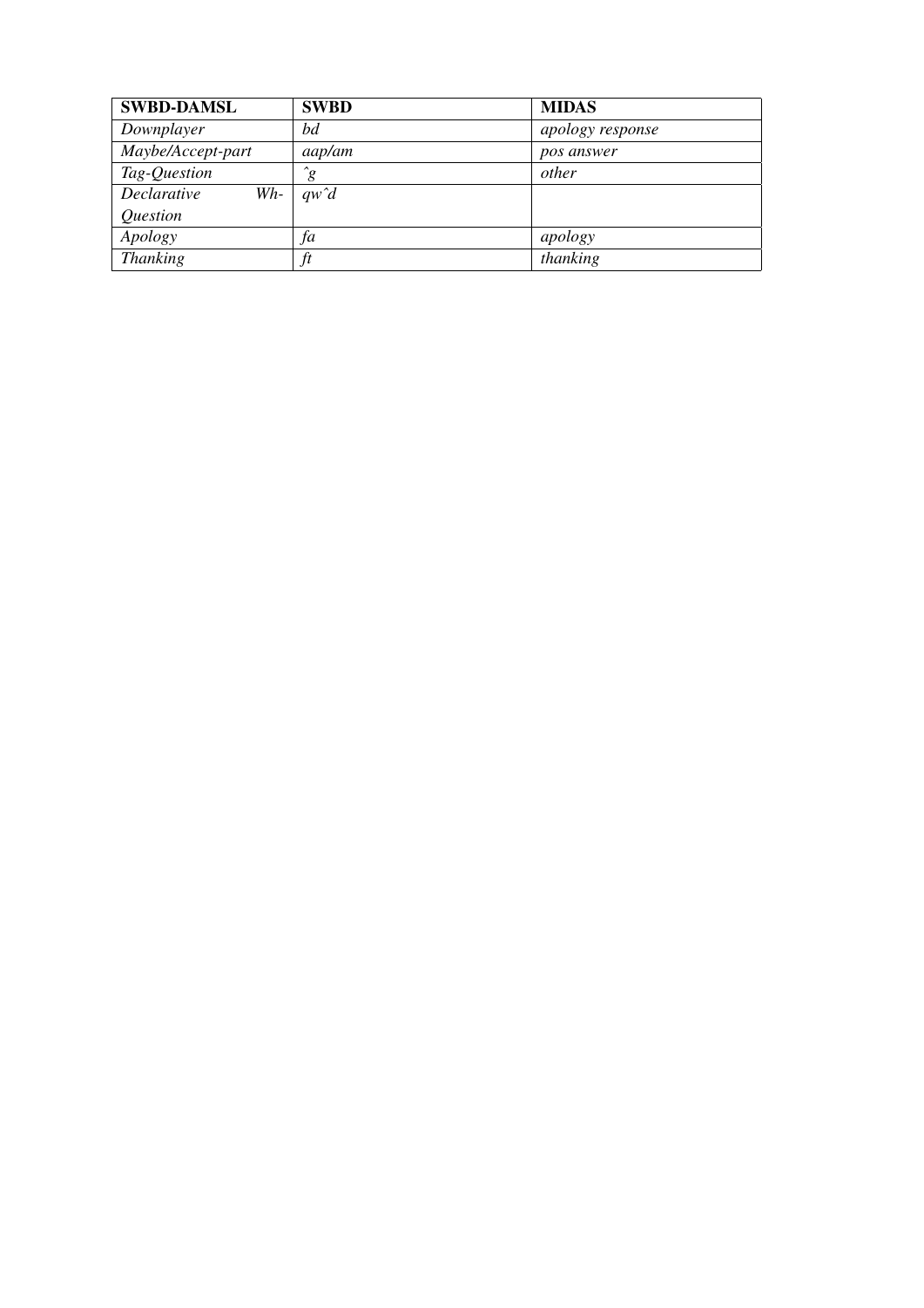| **SWBD-DAMSL** | **SWBD** | **MIDAS** |
|---|---|---|
| *Downplayer* | *bd* | *apology response* |
| *Maybe/Accept-part* | *aap/am* | *pos answer* |
| *Tag-Question* | *^g* | *other* |
| *Declarative Wh-Question* | *qw^d* | |
| *Apology* | *fa* | *apology* |
| *Thanking* | *ft* | *thanking* |